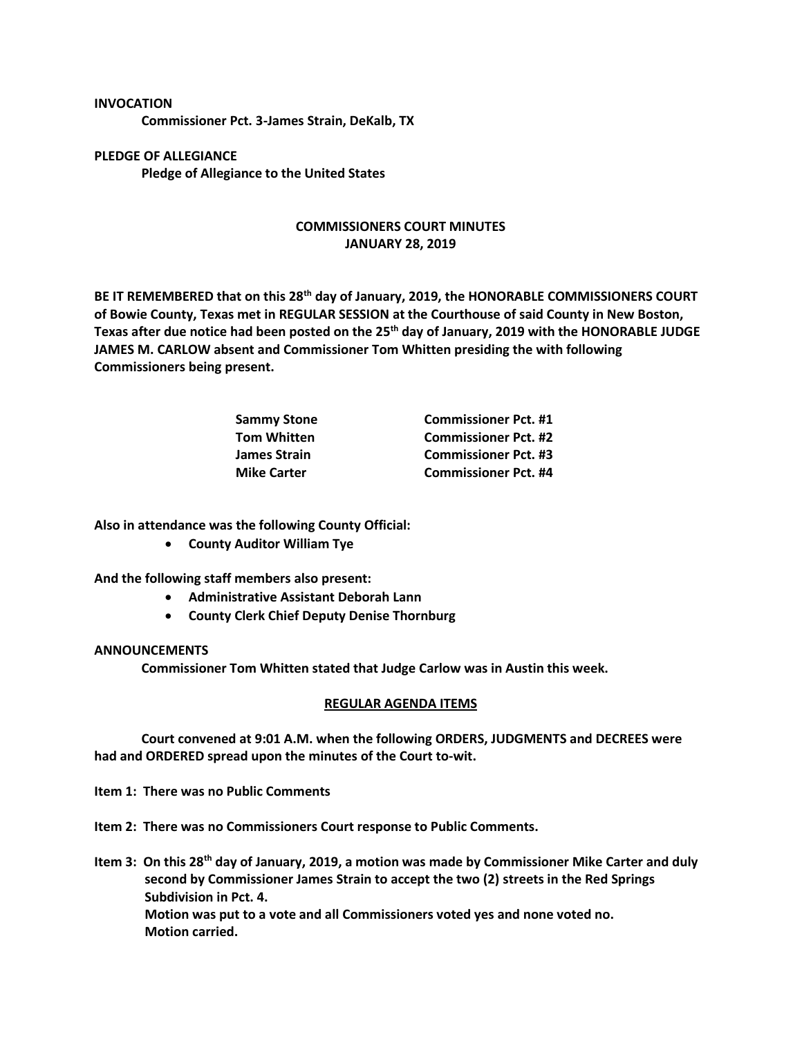**INVOCATION**

**Commissioner Pct. 3-James Strain, DeKalb, TX**

**PLEDGE OF ALLEGIANCE**

**Pledge of Allegiance to the United States**

## COMMISSIONERS COURT MINUTES
## JANUARY 28, 2019

**BE IT REMEMBERED that on this 28th day of January, 2019, the HONORABLE COMMISSIONERS COURT of Bowie County, Texas met in REGULAR SESSION at the Courthouse of said County in New Boston, Texas after due notice had been posted on the 25th day of January, 2019 with the HONORABLE JUDGE JAMES M. CARLOW absent and Commissioner Tom Whitten presiding the with following Commissioners being present.**

| | |
|---|---|
| **Sammy Stone** | **Commissioner Pct. #1** |
| **Tom Whitten** | **Commissioner Pct. #2** |
| **James Strain** | **Commissioner Pct. #3** |
| **Mike Carter** | **Commissioner Pct. #4** |

**Also in attendance was the following County Official:**

- **County Auditor William Tye**

**And the following staff members also present:**

- **Administrative Assistant Deborah Lann**
- **County Clerk Chief Deputy Denise Thornburg**

**ANNOUNCEMENTS**

**Commissioner Tom Whitten stated that Judge Carlow was in Austin this week.**

**REGULAR AGENDA ITEMS**

**Court convened at 9:01 A.M. when the following ORDERS, JUDGMENTS and DECREES were had and ORDERED spread upon the minutes of the Court to-wit.**

**Item 1: There was no Public Comments**

**Item 2: There was no Commissioners Court response to Public Comments.**

**Item 3: On this 28th day of January, 2019, a motion was made by Commissioner Mike Carter and duly second by Commissioner James Strain to accept the two (2) streets in the Red Springs Subdivision in Pct. 4.**
**Motion was put to a vote and all Commissioners voted yes and none voted no.**
**Motion carried.**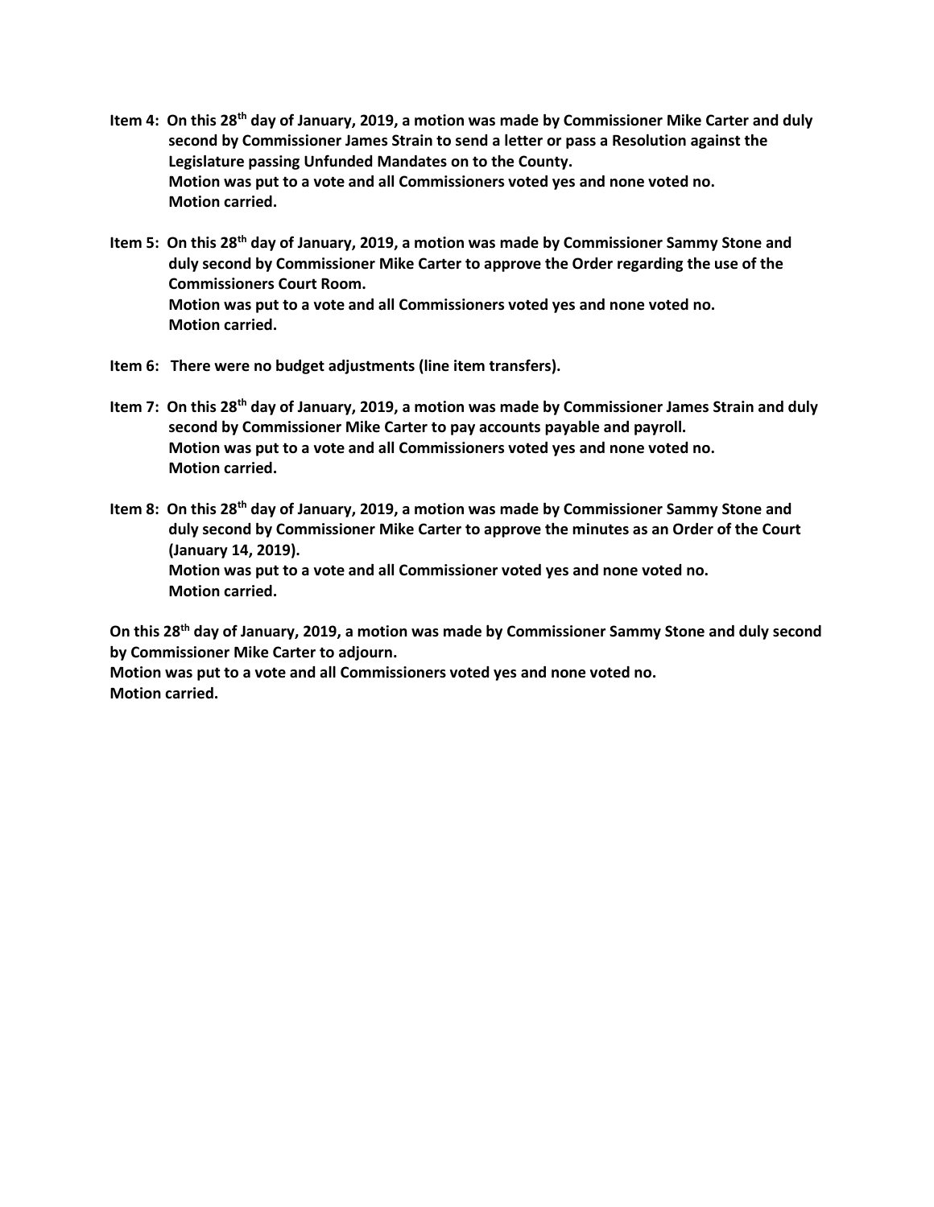**Item 4: On this 28th day of January, 2019, a motion was made by Commissioner Mike Carter and duly second by Commissioner James Strain to send a letter or pass a Resolution against the Legislature passing Unfunded Mandates on to the County.**
**Motion was put to a vote and all Commissioners voted yes and none voted no.**
**Motion carried.**

**Item 5: On this 28th day of January, 2019, a motion was made by Commissioner Sammy Stone and duly second by Commissioner Mike Carter to approve the Order regarding the use of the Commissioners Court Room.**
**Motion was put to a vote and all Commissioners voted yes and none voted no.**
**Motion carried.**

**Item 6: There were no budget adjustments (line item transfers).**

**Item 7: On this 28th day of January, 2019, a motion was made by Commissioner James Strain and duly second by Commissioner Mike Carter to pay accounts payable and payroll.**
**Motion was put to a vote and all Commissioners voted yes and none voted no.**
**Motion carried.**

**Item 8: On this 28th day of January, 2019, a motion was made by Commissioner Sammy Stone and duly second by Commissioner Mike Carter to approve the minutes as an Order of the Court (January 14, 2019).**
**Motion was put to a vote and all Commissioner voted yes and none voted no.**
**Motion carried.**

**On this 28th day of January, 2019, a motion was made by Commissioner Sammy Stone and duly second by Commissioner Mike Carter to adjourn.**
**Motion was put to a vote and all Commissioners voted yes and none voted no.**
**Motion carried.**